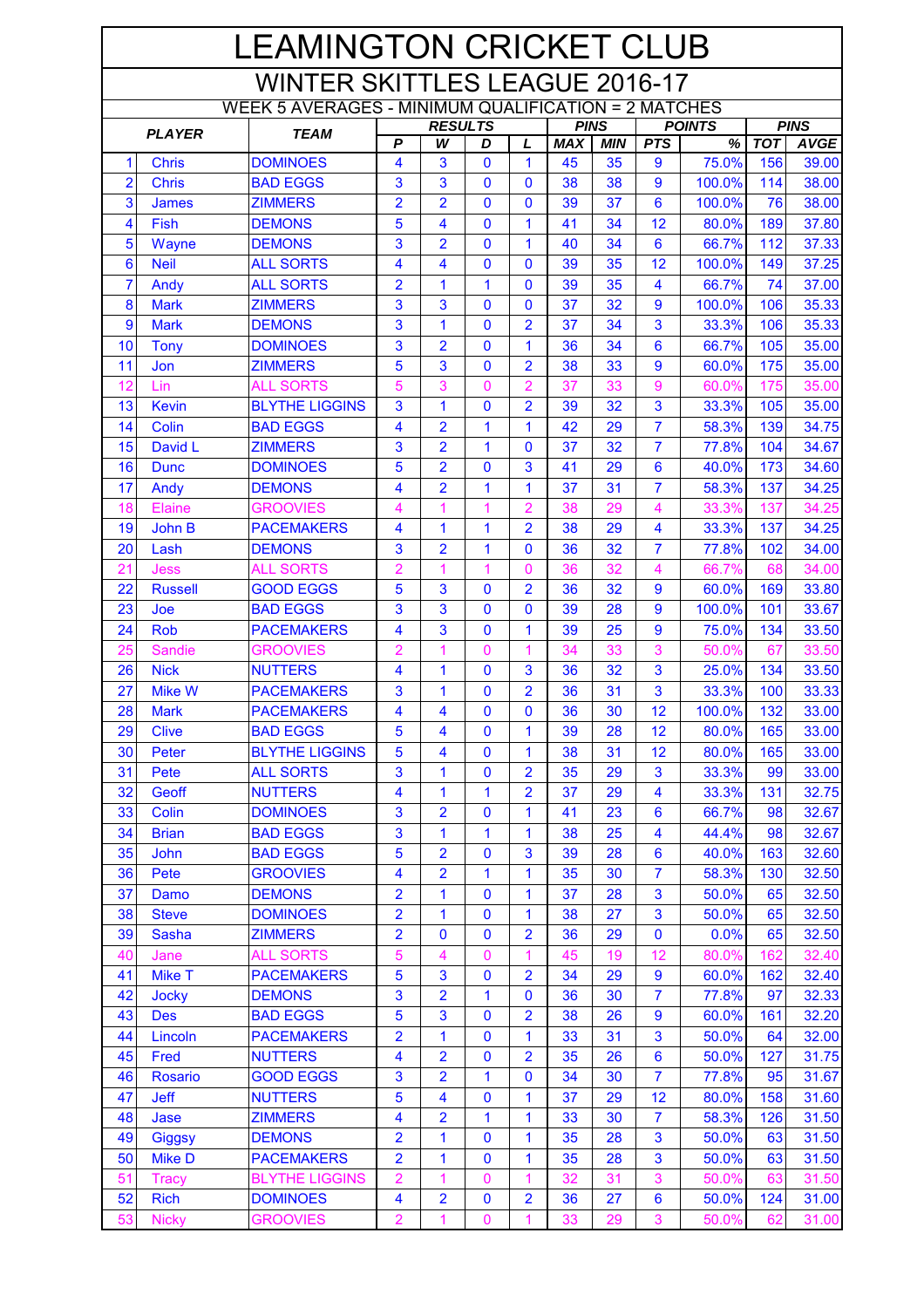# LEAMINGTON CRICKET CLUB

## WINTER SKITTLES LEAGUE 2016-17

### WEEK 5 AVERAGES - MINIMUM QUALIFICATION = 2 MATCHES

| | PLAYER | TEAM | RESULTS | | | | PINS | | POINTS | | PINS | |
|---|---|---|---|---|---|---|---|---|---|---|---|---|
| | | | P | W | D | L | MAX | MIN | PTS | % | TOT | AVGE |
| 1 | Chris | DOMINOES | 4 | 3 | 0 | 1 | 45 | 35 | 9 | 75.0% | 156 | 39.00 |
| 2 | Chris | BAD EGGS | 3 | 3 | 0 | 0 | 38 | 38 | 9 | 100.0% | 114 | 38.00 |
| 3 | James | ZIMMERS | 2 | 2 | 0 | 0 | 39 | 37 | 6 | 100.0% | 76 | 38.00 |
| 4 | Fish | DEMONS | 5 | 4 | 0 | 1 | 41 | 34 | 12 | 80.0% | 189 | 37.80 |
| 5 | Wayne | DEMONS | 3 | 2 | 0 | 1 | 40 | 34 | 6 | 66.7% | 112 | 37.33 |
| 6 | Neil | ALL SORTS | 4 | 4 | 0 | 0 | 39 | 35 | 12 | 100.0% | 149 | 37.25 |
| 7 | Andy | ALL SORTS | 2 | 1 | 1 | 0 | 39 | 35 | 4 | 66.7% | 74 | 37.00 |
| 8 | Mark | ZIMMERS | 3 | 3 | 0 | 0 | 37 | 32 | 9 | 100.0% | 106 | 35.33 |
| 9 | Mark | DEMONS | 3 | 1 | 0 | 2 | 37 | 34 | 3 | 33.3% | 106 | 35.33 |
| 10 | Tony | DOMINOES | 3 | 2 | 0 | 1 | 36 | 34 | 6 | 66.7% | 105 | 35.00 |
| 11 | Jon | ZIMMERS | 5 | 3 | 0 | 2 | 38 | 33 | 9 | 60.0% | 175 | 35.00 |
| 12 | Lin | ALL SORTS | 5 | 3 | 0 | 2 | 37 | 33 | 9 | 60.0% | 175 | 35.00 |
| 13 | Kevin | BLYTHE LIGGINS | 3 | 1 | 0 | 2 | 39 | 32 | 3 | 33.3% | 105 | 35.00 |
| 14 | Colin | BAD EGGS | 4 | 2 | 1 | 1 | 42 | 29 | 7 | 58.3% | 139 | 34.75 |
| 15 | David L | ZIMMERS | 3 | 2 | 1 | 0 | 37 | 32 | 7 | 77.8% | 104 | 34.67 |
| 16 | Dunc | DOMINOES | 5 | 2 | 0 | 3 | 41 | 29 | 6 | 40.0% | 173 | 34.60 |
| 17 | Andy | DEMONS | 4 | 2 | 1 | 1 | 37 | 31 | 7 | 58.3% | 137 | 34.25 |
| 18 | Elaine | GROOVIES | 4 | 1 | 1 | 2 | 38 | 29 | 4 | 33.3% | 137 | 34.25 |
| 19 | John B | PACEMAKERS | 4 | 1 | 1 | 2 | 38 | 29 | 4 | 33.3% | 137 | 34.25 |
| 20 | Lash | DEMONS | 3 | 2 | 1 | 0 | 36 | 32 | 7 | 77.8% | 102 | 34.00 |
| 21 | Jess | ALL SORTS | 2 | 1 | 1 | 0 | 36 | 32 | 4 | 66.7% | 68 | 34.00 |
| 22 | Russell | GOOD EGGS | 5 | 3 | 0 | 2 | 36 | 32 | 9 | 60.0% | 169 | 33.80 |
| 23 | Joe | BAD EGGS | 3 | 3 | 0 | 0 | 39 | 28 | 9 | 100.0% | 101 | 33.67 |
| 24 | Rob | PACEMAKERS | 4 | 3 | 0 | 1 | 39 | 25 | 9 | 75.0% | 134 | 33.50 |
| 25 | Sandie | GROOVIES | 2 | 1 | 0 | 1 | 34 | 33 | 3 | 50.0% | 67 | 33.50 |
| 26 | Nick | NUTTERS | 4 | 1 | 0 | 3 | 36 | 32 | 3 | 25.0% | 134 | 33.50 |
| 27 | Mike W | PACEMAKERS | 3 | 1 | 0 | 2 | 36 | 31 | 3 | 33.3% | 100 | 33.33 |
| 28 | Mark | PACEMAKERS | 4 | 4 | 0 | 0 | 36 | 30 | 12 | 100.0% | 132 | 33.00 |
| 29 | Clive | BAD EGGS | 5 | 4 | 0 | 1 | 39 | 28 | 12 | 80.0% | 165 | 33.00 |
| 30 | Peter | BLYTHE LIGGINS | 5 | 4 | 0 | 1 | 38 | 31 | 12 | 80.0% | 165 | 33.00 |
| 31 | Pete | ALL SORTS | 3 | 1 | 0 | 2 | 35 | 29 | 3 | 33.3% | 99 | 33.00 |
| 32 | Geoff | NUTTERS | 4 | 1 | 1 | 2 | 37 | 29 | 4 | 33.3% | 131 | 32.75 |
| 33 | Colin | DOMINOES | 3 | 2 | 0 | 1 | 41 | 23 | 6 | 66.7% | 98 | 32.67 |
| 34 | Brian | BAD EGGS | 3 | 1 | 1 | 1 | 38 | 25 | 4 | 44.4% | 98 | 32.67 |
| 35 | John | BAD EGGS | 5 | 2 | 0 | 3 | 39 | 28 | 6 | 40.0% | 163 | 32.60 |
| 36 | Pete | GROOVIES | 4 | 2 | 1 | 1 | 35 | 30 | 7 | 58.3% | 130 | 32.50 |
| 37 | Damo | DEMONS | 2 | 1 | 0 | 1 | 37 | 28 | 3 | 50.0% | 65 | 32.50 |
| 38 | Steve | DOMINOES | 2 | 1 | 0 | 1 | 38 | 27 | 3 | 50.0% | 65 | 32.50 |
| 39 | Sasha | ZIMMERS | 2 | 0 | 0 | 2 | 36 | 29 | 0 | 0.0% | 65 | 32.50 |
| 40 | Jane | ALL SORTS | 5 | 4 | 0 | 1 | 45 | 19 | 12 | 80.0% | 162 | 32.40 |
| 41 | Mike T | PACEMAKERS | 5 | 3 | 0 | 2 | 34 | 29 | 9 | 60.0% | 162 | 32.40 |
| 42 | Jocky | DEMONS | 3 | 2 | 1 | 0 | 36 | 30 | 7 | 77.8% | 97 | 32.33 |
| 43 | Des | BAD EGGS | 5 | 3 | 0 | 2 | 38 | 26 | 9 | 60.0% | 161 | 32.20 |
| 44 | Lincoln | PACEMAKERS | 2 | 1 | 0 | 1 | 33 | 31 | 3 | 50.0% | 64 | 32.00 |
| 45 | Fred | NUTTERS | 4 | 2 | 0 | 2 | 35 | 26 | 6 | 50.0% | 127 | 31.75 |
| 46 | Rosario | GOOD EGGS | 3 | 2 | 1 | 0 | 34 | 30 | 7 | 77.8% | 95 | 31.67 |
| 47 | Jeff | NUTTERS | 5 | 4 | 0 | 1 | 37 | 29 | 12 | 80.0% | 158 | 31.60 |
| 48 | Jase | ZIMMERS | 4 | 2 | 1 | 1 | 33 | 30 | 7 | 58.3% | 126 | 31.50 |
| 49 | Giggsy | DEMONS | 2 | 1 | 0 | 1 | 35 | 28 | 3 | 50.0% | 63 | 31.50 |
| 50 | Mike D | PACEMAKERS | 2 | 1 | 0 | 1 | 35 | 28 | 3 | 50.0% | 63 | 31.50 |
| 51 | Tracy | BLYTHE LIGGINS | 2 | 1 | 0 | 1 | 32 | 31 | 3 | 50.0% | 63 | 31.50 |
| 52 | Rich | DOMINOES | 4 | 2 | 0 | 2 | 36 | 27 | 6 | 50.0% | 124 | 31.00 |
| 53 | Nicky | GROOVIES | 2 | 1 | 0 | 1 | 33 | 29 | 3 | 50.0% | 62 | 31.00 |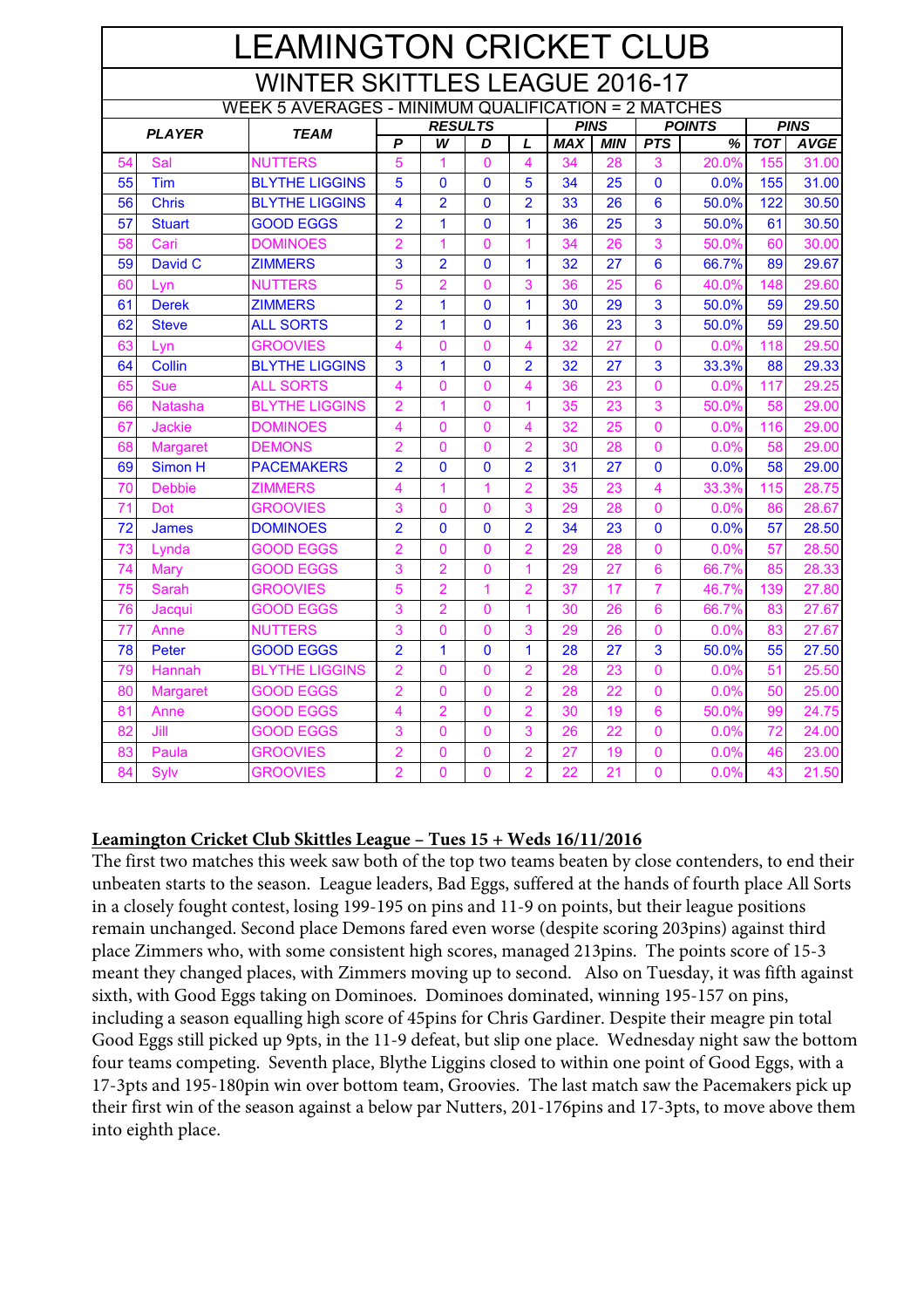# LEAMINGTON CRICKET CLUB

## WINTER SKITTLES LEAGUE 2016-17

### WEEK 5 AVERAGES - MINIMUM QUALIFICATION = 2 MATCHES

| | PLAYER | TEAM | RESULTS | | | | PINS | | POINTS | | PINS | |
|---|---|---|---|---|---|---|---|---|---|---|---|---|
| | | | P | W | D | L | MAX | MIN | PTS | % | TOT | AVGE |
| 54 | Sal | NUTTERS | 5 | 1 | 0 | 4 | 34 | 28 | 3 | 20.0% | 155 | 31.00 |
| 55 | Tim | BLYTHE LIGGINS | 5 | 0 | 0 | 5 | 34 | 25 | 0 | 0.0% | 155 | 31.00 |
| 56 | Chris | BLYTHE LIGGINS | 4 | 2 | 0 | 2 | 33 | 26 | 6 | 50.0% | 122 | 30.50 |
| 57 | Stuart | GOOD EGGS | 2 | 1 | 0 | 1 | 36 | 25 | 3 | 50.0% | 61 | 30.50 |
| 58 | Cari | DOMINOES | 2 | 1 | 0 | 1 | 34 | 26 | 3 | 50.0% | 60 | 30.00 |
| 59 | David C | ZIMMERS | 3 | 2 | 0 | 1 | 32 | 27 | 6 | 66.7% | 89 | 29.67 |
| 60 | Lyn | NUTTERS | 5 | 2 | 0 | 3 | 36 | 25 | 6 | 40.0% | 148 | 29.60 |
| 61 | Derek | ZIMMERS | 2 | 1 | 0 | 1 | 30 | 29 | 3 | 50.0% | 59 | 29.50 |
| 62 | Steve | ALL SORTS | 2 | 1 | 0 | 1 | 36 | 23 | 3 | 50.0% | 59 | 29.50 |
| 63 | Lyn | GROOVIES | 4 | 0 | 0 | 4 | 32 | 27 | 0 | 0.0% | 118 | 29.50 |
| 64 | Collin | BLYTHE LIGGINS | 3 | 1 | 0 | 2 | 32 | 27 | 3 | 33.3% | 88 | 29.33 |
| 65 | Sue | ALL SORTS | 4 | 0 | 0 | 4 | 36 | 23 | 0 | 0.0% | 117 | 29.25 |
| 66 | Natasha | BLYTHE LIGGINS | 2 | 1 | 0 | 1 | 35 | 23 | 3 | 50.0% | 58 | 29.00 |
| 67 | Jackie | DOMINOES | 4 | 0 | 0 | 4 | 32 | 25 | 0 | 0.0% | 116 | 29.00 |
| 68 | Margaret | DEMONS | 2 | 0 | 0 | 2 | 30 | 28 | 0 | 0.0% | 58 | 29.00 |
| 69 | Simon H | PACEMAKERS | 2 | 0 | 0 | 2 | 31 | 27 | 0 | 0.0% | 58 | 29.00 |
| 70 | Debbie | ZIMMERS | 4 | 1 | 1 | 2 | 35 | 23 | 4 | 33.3% | 115 | 28.75 |
| 71 | Dot | GROOVIES | 3 | 0 | 0 | 3 | 29 | 28 | 0 | 0.0% | 86 | 28.67 |
| 72 | James | DOMINOES | 2 | 0 | 0 | 2 | 34 | 23 | 0 | 0.0% | 57 | 28.50 |
| 73 | Lynda | GOOD EGGS | 2 | 0 | 0 | 2 | 29 | 28 | 0 | 0.0% | 57 | 28.50 |
| 74 | Mary | GOOD EGGS | 3 | 2 | 0 | 1 | 29 | 27 | 6 | 66.7% | 85 | 28.33 |
| 75 | Sarah | GROOVIES | 5 | 2 | 1 | 2 | 37 | 17 | 7 | 46.7% | 139 | 27.80 |
| 76 | Jacqui | GOOD EGGS | 3 | 2 | 0 | 1 | 30 | 26 | 6 | 66.7% | 83 | 27.67 |
| 77 | Anne | NUTTERS | 3 | 0 | 0 | 3 | 29 | 26 | 0 | 0.0% | 83 | 27.67 |
| 78 | Peter | GOOD EGGS | 2 | 1 | 0 | 1 | 28 | 27 | 3 | 50.0% | 55 | 27.50 |
| 79 | Hannah | BLYTHE LIGGINS | 2 | 0 | 0 | 2 | 28 | 23 | 0 | 0.0% | 51 | 25.50 |
| 80 | Margaret | GOOD EGGS | 2 | 0 | 0 | 2 | 28 | 22 | 0 | 0.0% | 50 | 25.00 |
| 81 | Anne | GOOD EGGS | 4 | 2 | 0 | 2 | 30 | 19 | 6 | 50.0% | 99 | 24.75 |
| 82 | Jill | GOOD EGGS | 3 | 0 | 0 | 3 | 26 | 22 | 0 | 0.0% | 72 | 24.00 |
| 83 | Paula | GROOVIES | 2 | 0 | 0 | 2 | 27 | 19 | 0 | 0.0% | 46 | 23.00 |
| 84 | Sylv | GROOVIES | 2 | 0 | 0 | 2 | 22 | 21 | 0 | 0.0% | 43 | 21.50 |

**Leamington Cricket Club Skittles League – Tues 15 + Weds 16/11/2016**

The first two matches this week saw both of the top two teams beaten by close contenders, to end their unbeaten starts to the season. League leaders, Bad Eggs, suffered at the hands of fourth place All Sorts in a closely fought contest, losing 199-195 on pins and 11-9 on points, but their league positions remain unchanged. Second place Demons fared even worse (despite scoring 203pins) against third place Zimmers who, with some consistent high scores, managed 213pins. The points score of 15-3 meant they changed places, with Zimmers moving up to second. Also on Tuesday, it was fifth against sixth, with Good Eggs taking on Dominoes. Dominoes dominated, winning 195-157 on pins, including a season equalling high score of 45pins for Chris Gardiner. Despite their meagre pin total Good Eggs still picked up 9pts, in the 11-9 defeat, but slip one place. Wednesday night saw the bottom four teams competing. Seventh place, Blythe Liggins closed to within one point of Good Eggs, with a 17-3pts and 195-180pin win over bottom team, Groovies. The last match saw the Pacemakers pick up their first win of the season against a below par Nutters, 201-176pins and 17-3pts, to move above them into eighth place.